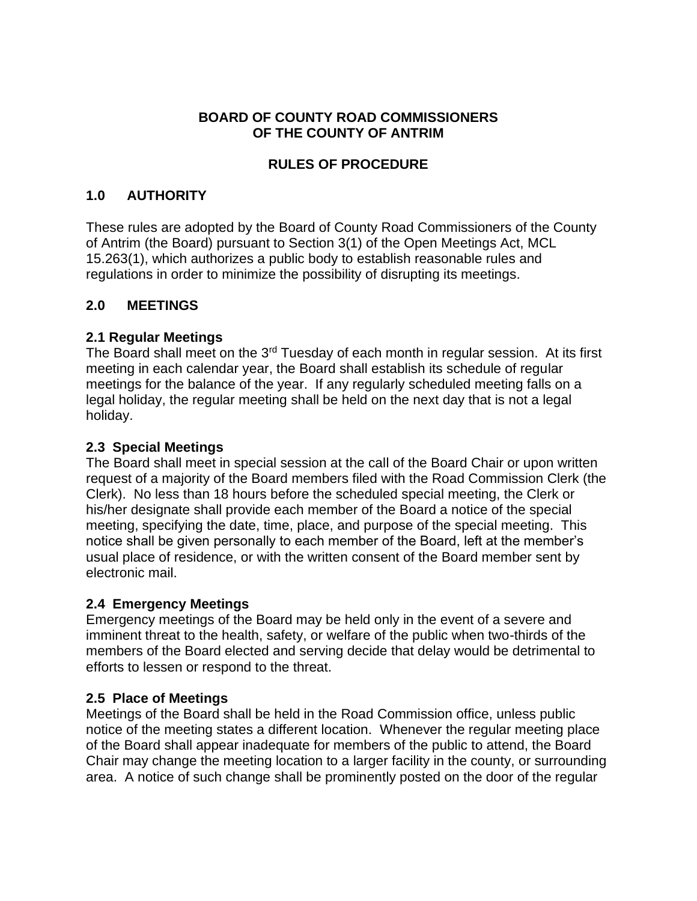**BOARD OF COUNTY ROAD COMMISSIONERS OF THE COUNTY OF ANTRIM**

**RULES OF PROCEDURE**

## 1.0 AUTHORITY

These rules are adopted by the Board of County Road Commissioners of the County of Antrim (the Board) pursuant to Section 3(1) of the Open Meetings Act, MCL 15.263(1), which authorizes a public body to establish reasonable rules and regulations in order to minimize the possibility of disrupting its meetings.

## 2.0 MEETINGS

### 2.1 Regular Meetings

The Board shall meet on the 3rd Tuesday of each month in regular session. At its first meeting in each calendar year, the Board shall establish its schedule of regular meetings for the balance of the year. If any regularly scheduled meeting falls on a legal holiday, the regular meeting shall be held on the next day that is not a legal holiday.

### 2.3 Special Meetings

The Board shall meet in special session at the call of the Board Chair or upon written request of a majority of the Board members filed with the Road Commission Clerk (the Clerk). No less than 18 hours before the scheduled special meeting, the Clerk or his/her designate shall provide each member of the Board a notice of the special meeting, specifying the date, time, place, and purpose of the special meeting. This notice shall be given personally to each member of the Board, left at the member's usual place of residence, or with the written consent of the Board member sent by electronic mail.

### 2.4 Emergency Meetings

Emergency meetings of the Board may be held only in the event of a severe and imminent threat to the health, safety, or welfare of the public when two-thirds of the members of the Board elected and serving decide that delay would be detrimental to efforts to lessen or respond to the threat.

### 2.5 Place of Meetings

Meetings of the Board shall be held in the Road Commission office, unless public notice of the meeting states a different location. Whenever the regular meeting place of the Board shall appear inadequate for members of the public to attend, the Board Chair may change the meeting location to a larger facility in the county, or surrounding area. A notice of such change shall be prominently posted on the door of the regular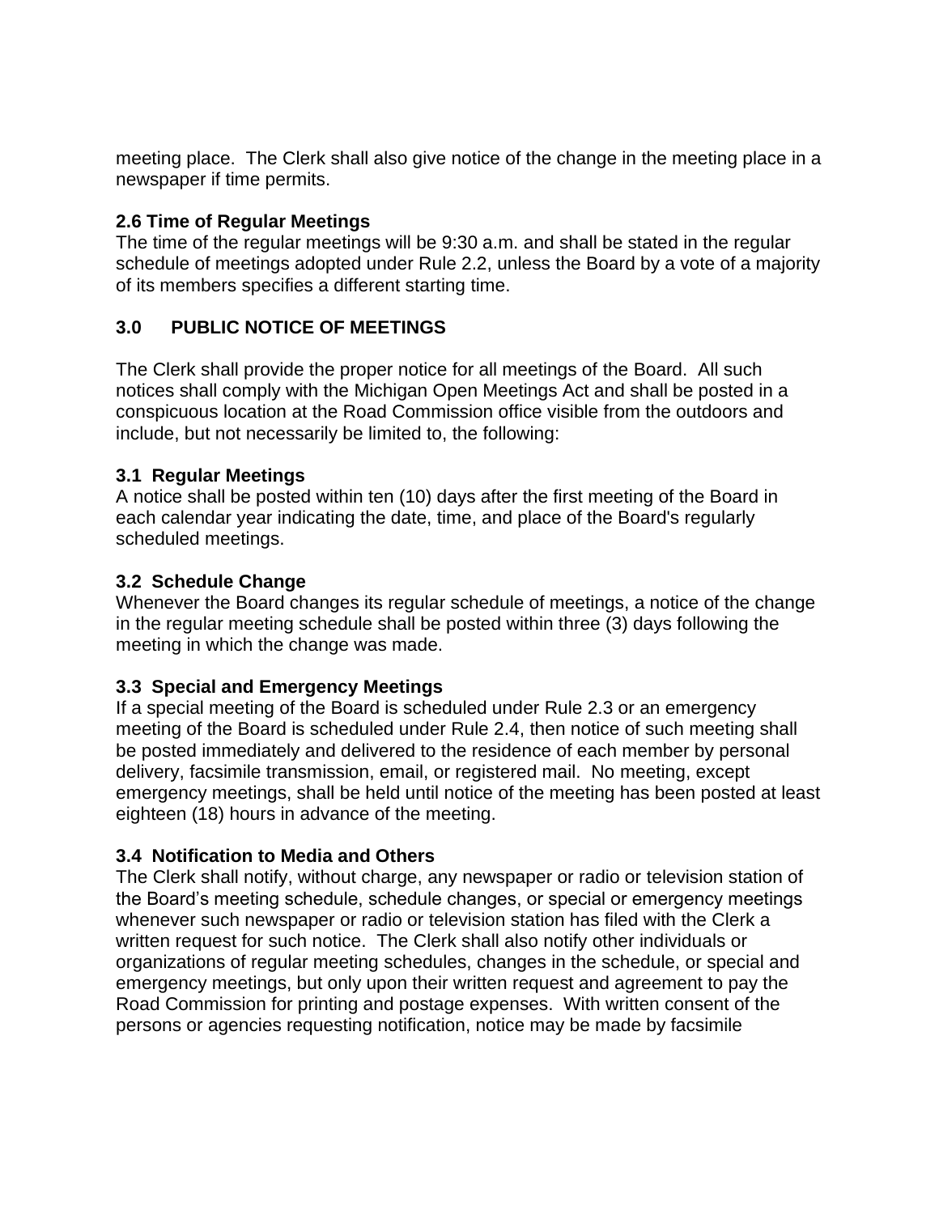meeting place. The Clerk shall also give notice of the change in the meeting place in a newspaper if time permits.

### 2.6 Time of Regular Meetings

The time of the regular meetings will be 9:30 a.m. and shall be stated in the regular schedule of meetings adopted under Rule 2.2, unless the Board by a vote of a majority of its members specifies a different starting time.

## 3.0 PUBLIC NOTICE OF MEETINGS

The Clerk shall provide the proper notice for all meetings of the Board. All such notices shall comply with the Michigan Open Meetings Act and shall be posted in a conspicuous location at the Road Commission office visible from the outdoors and include, but not necessarily be limited to, the following:

### 3.1 Regular Meetings

A notice shall be posted within ten (10) days after the first meeting of the Board in each calendar year indicating the date, time, and place of the Board's regularly scheduled meetings.

### 3.2 Schedule Change

Whenever the Board changes its regular schedule of meetings, a notice of the change in the regular meeting schedule shall be posted within three (3) days following the meeting in which the change was made.

### 3.3 Special and Emergency Meetings

If a special meeting of the Board is scheduled under Rule 2.3 or an emergency meeting of the Board is scheduled under Rule 2.4, then notice of such meeting shall be posted immediately and delivered to the residence of each member by personal delivery, facsimile transmission, email, or registered mail. No meeting, except emergency meetings, shall be held until notice of the meeting has been posted at least eighteen (18) hours in advance of the meeting.

### 3.4 Notification to Media and Others

The Clerk shall notify, without charge, any newspaper or radio or television station of the Board's meeting schedule, schedule changes, or special or emergency meetings whenever such newspaper or radio or television station has filed with the Clerk a written request for such notice. The Clerk shall also notify other individuals or organizations of regular meeting schedules, changes in the schedule, or special and emergency meetings, but only upon their written request and agreement to pay the Road Commission for printing and postage expenses. With written consent of the persons or agencies requesting notification, notice may be made by facsimile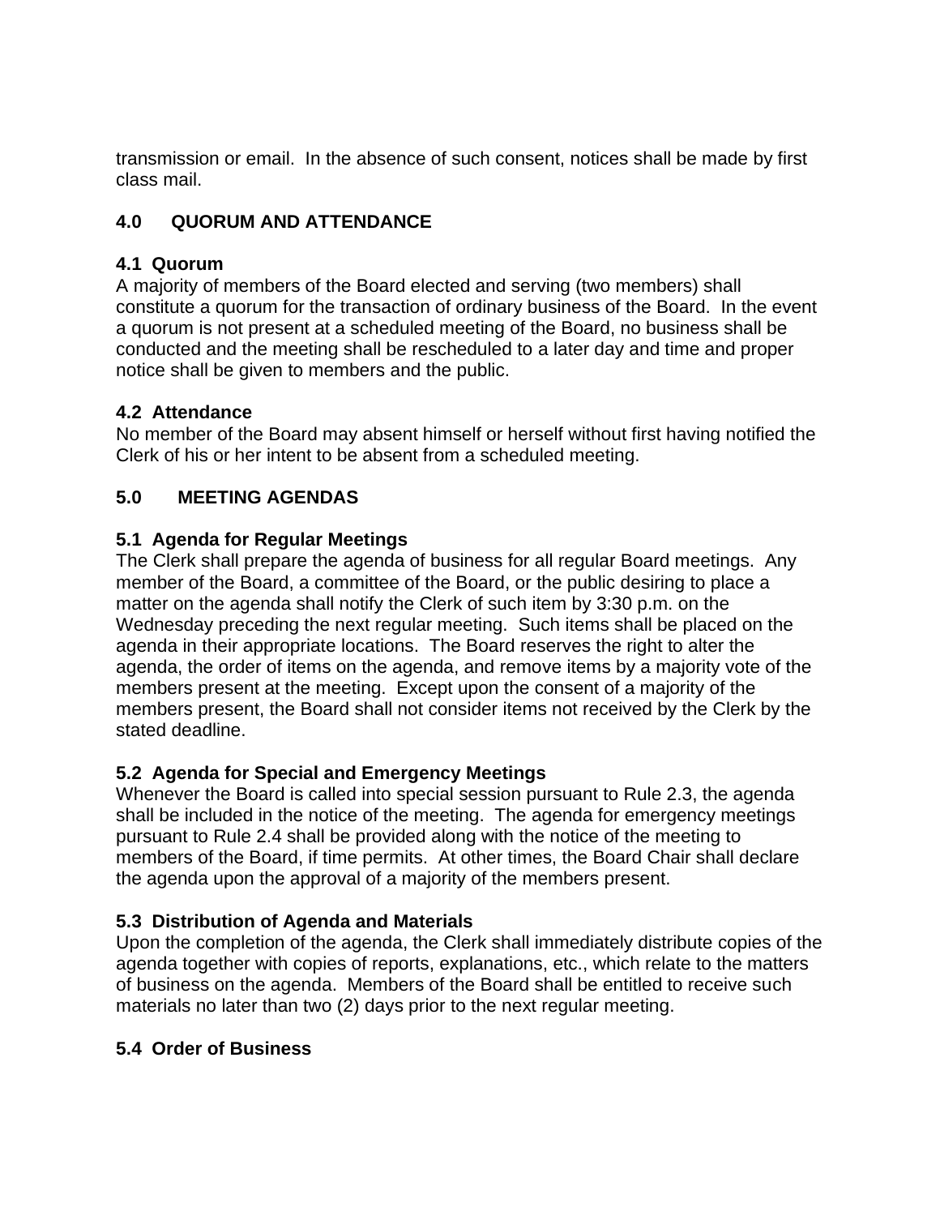transmission or email. In the absence of such consent, notices shall be made by first class mail.

## 4.0 QUORUM AND ATTENDANCE

### 4.1 Quorum

A majority of members of the Board elected and serving (two members) shall constitute a quorum for the transaction of ordinary business of the Board. In the event a quorum is not present at a scheduled meeting of the Board, no business shall be conducted and the meeting shall be rescheduled to a later day and time and proper notice shall be given to members and the public.

### 4.2 Attendance

No member of the Board may absent himself or herself without first having notified the Clerk of his or her intent to be absent from a scheduled meeting.

## 5.0 MEETING AGENDAS

### 5.1 Agenda for Regular Meetings

The Clerk shall prepare the agenda of business for all regular Board meetings. Any member of the Board, a committee of the Board, or the public desiring to place a matter on the agenda shall notify the Clerk of such item by 3:30 p.m. on the Wednesday preceding the next regular meeting. Such items shall be placed on the agenda in their appropriate locations. The Board reserves the right to alter the agenda, the order of items on the agenda, and remove items by a majority vote of the members present at the meeting. Except upon the consent of a majority of the members present, the Board shall not consider items not received by the Clerk by the stated deadline.

### 5.2 Agenda for Special and Emergency Meetings

Whenever the Board is called into special session pursuant to Rule 2.3, the agenda shall be included in the notice of the meeting. The agenda for emergency meetings pursuant to Rule 2.4 shall be provided along with the notice of the meeting to members of the Board, if time permits. At other times, the Board Chair shall declare the agenda upon the approval of a majority of the members present.

### 5.3 Distribution of Agenda and Materials

Upon the completion of the agenda, the Clerk shall immediately distribute copies of the agenda together with copies of reports, explanations, etc., which relate to the matters of business on the agenda. Members of the Board shall be entitled to receive such materials no later than two (2) days prior to the next regular meeting.

### 5.4 Order of Business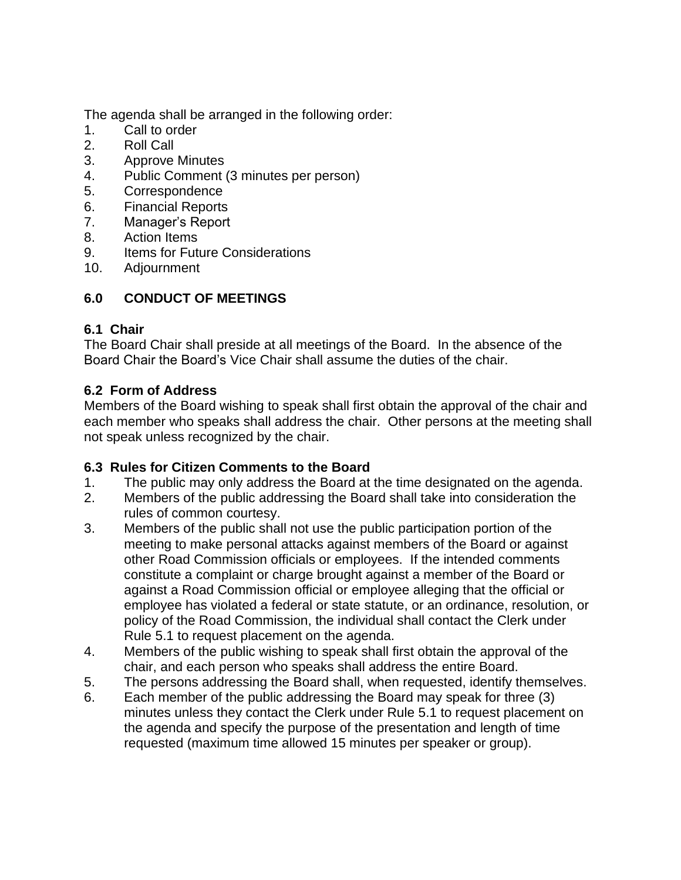The agenda shall be arranged in the following order:

1. Call to order
2. Roll Call
3. Approve Minutes
4. Public Comment (3 minutes per person)
5. Correspondence
6. Financial Reports
7. Manager's Report
8. Action Items
9. Items for Future Considerations
10. Adjournment

## 6.0 CONDUCT OF MEETINGS

### 6.1 Chair

The Board Chair shall preside at all meetings of the Board. In the absence of the Board Chair the Board's Vice Chair shall assume the duties of the chair.

### 6.2 Form of Address

Members of the Board wishing to speak shall first obtain the approval of the chair and each member who speaks shall address the chair. Other persons at the meeting shall not speak unless recognized by the chair.

### 6.3 Rules for Citizen Comments to the Board

1. The public may only address the Board at the time designated on the agenda.
2. Members of the public addressing the Board shall take into consideration the rules of common courtesy.
3. Members of the public shall not use the public participation portion of the meeting to make personal attacks against members of the Board or against other Road Commission officials or employees. If the intended comments constitute a complaint or charge brought against a member of the Board or against a Road Commission official or employee alleging that the official or employee has violated a federal or state statute, or an ordinance, resolution, or policy of the Road Commission, the individual shall contact the Clerk under Rule 5.1 to request placement on the agenda.
4. Members of the public wishing to speak shall first obtain the approval of the chair, and each person who speaks shall address the entire Board.
5. The persons addressing the Board shall, when requested, identify themselves.
6. Each member of the public addressing the Board may speak for three (3) minutes unless they contact the Clerk under Rule 5.1 to request placement on the agenda and specify the purpose of the presentation and length of time requested (maximum time allowed 15 minutes per speaker or group).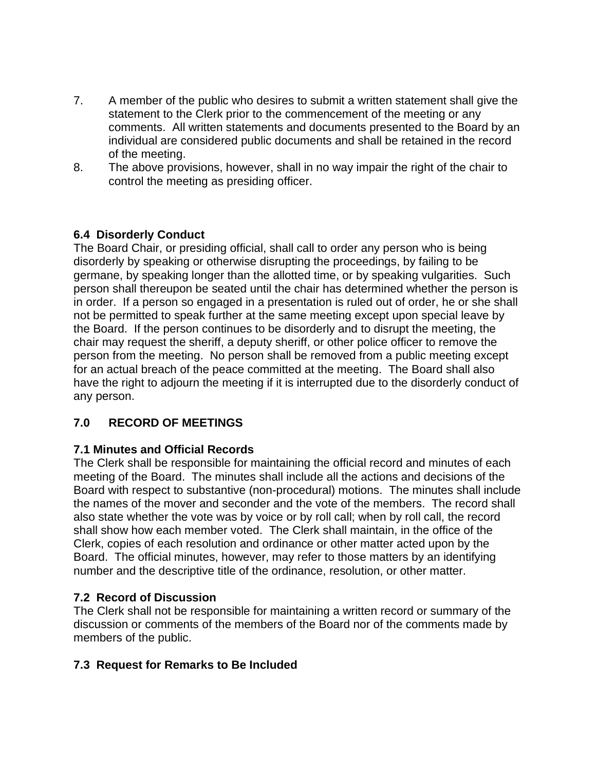7. A member of the public who desires to submit a written statement shall give the statement to the Clerk prior to the commencement of the meeting or any comments. All written statements and documents presented to the Board by an individual are considered public documents and shall be retained in the record of the meeting.
8. The above provisions, however, shall in no way impair the right of the chair to control the meeting as presiding officer.

### 6.4 Disorderly Conduct

The Board Chair, or presiding official, shall call to order any person who is being disorderly by speaking or otherwise disrupting the proceedings, by failing to be germane, by speaking longer than the allotted time, or by speaking vulgarities. Such person shall thereupon be seated until the chair has determined whether the person is in order. If a person so engaged in a presentation is ruled out of order, he or she shall not be permitted to speak further at the same meeting except upon special leave by the Board. If the person continues to be disorderly and to disrupt the meeting, the chair may request the sheriff, a deputy sheriff, or other police officer to remove the person from the meeting. No person shall be removed from a public meeting except for an actual breach of the peace committed at the meeting. The Board shall also have the right to adjourn the meeting if it is interrupted due to the disorderly conduct of any person.

## 7.0 RECORD OF MEETINGS

### 7.1 Minutes and Official Records

The Clerk shall be responsible for maintaining the official record and minutes of each meeting of the Board. The minutes shall include all the actions and decisions of the Board with respect to substantive (non-procedural) motions. The minutes shall include the names of the mover and seconder and the vote of the members. The record shall also state whether the vote was by voice or by roll call; when by roll call, the record shall show how each member voted. The Clerk shall maintain, in the office of the Clerk, copies of each resolution and ordinance or other matter acted upon by the Board. The official minutes, however, may refer to those matters by an identifying number and the descriptive title of the ordinance, resolution, or other matter.

### 7.2 Record of Discussion

The Clerk shall not be responsible for maintaining a written record or summary of the discussion or comments of the members of the Board nor of the comments made by members of the public.

### 7.3 Request for Remarks to Be Included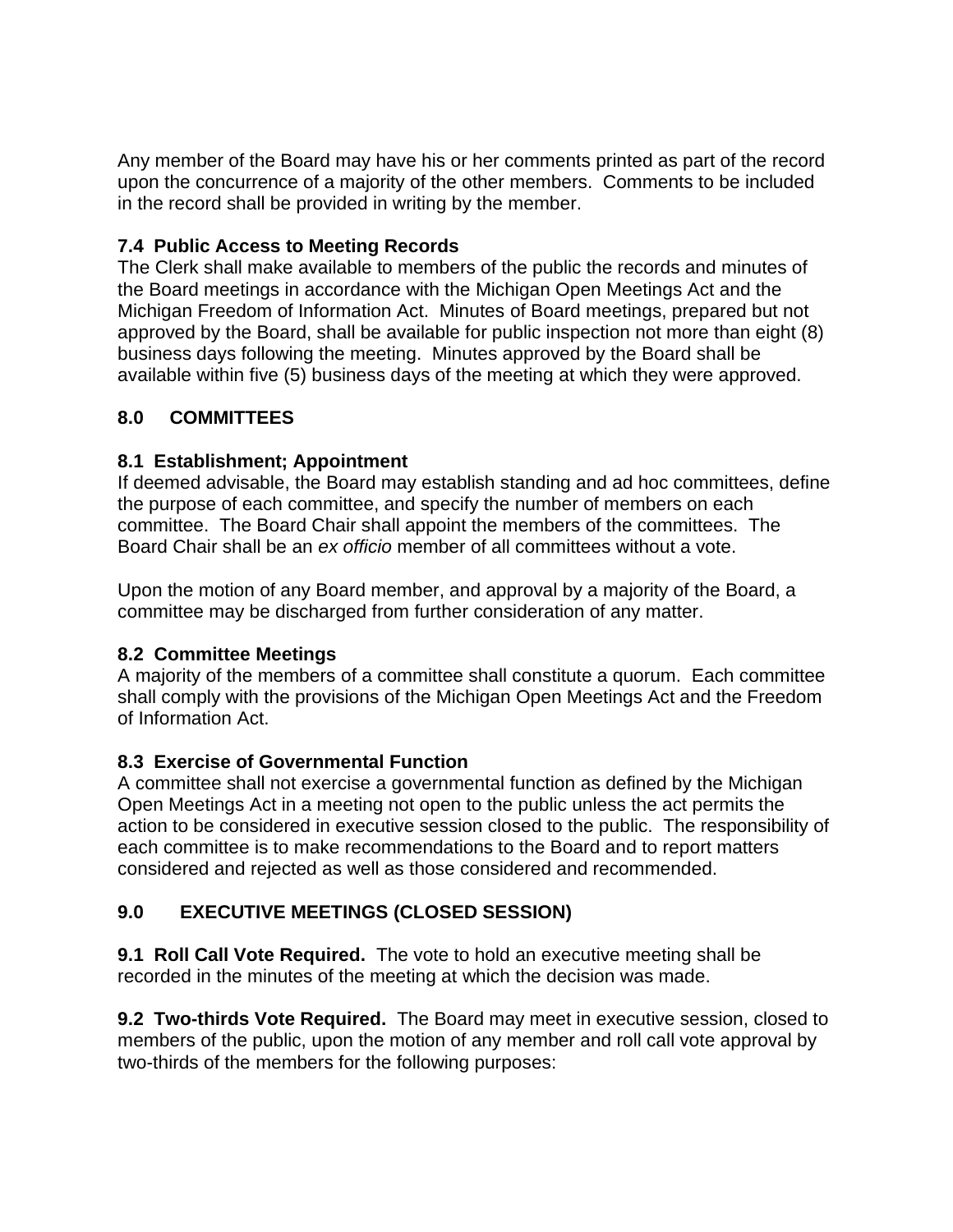Any member of the Board may have his or her comments printed as part of the record upon the concurrence of a majority of the other members. Comments to be included in the record shall be provided in writing by the member.

### 7.4 Public Access to Meeting Records

The Clerk shall make available to members of the public the records and minutes of the Board meetings in accordance with the Michigan Open Meetings Act and the Michigan Freedom of Information Act. Minutes of Board meetings, prepared but not approved by the Board, shall be available for public inspection not more than eight (8) business days following the meeting. Minutes approved by the Board shall be available within five (5) business days of the meeting at which they were approved.

## 8.0 COMMITTEES

### 8.1 Establishment; Appointment

If deemed advisable, the Board may establish standing and ad hoc committees, define the purpose of each committee, and specify the number of members on each committee. The Board Chair shall appoint the members of the committees. The Board Chair shall be an *ex officio* member of all committees without a vote.

Upon the motion of any Board member, and approval by a majority of the Board, a committee may be discharged from further consideration of any matter.

### 8.2 Committee Meetings

A majority of the members of a committee shall constitute a quorum. Each committee shall comply with the provisions of the Michigan Open Meetings Act and the Freedom of Information Act.

### 8.3 Exercise of Governmental Function

A committee shall not exercise a governmental function as defined by the Michigan Open Meetings Act in a meeting not open to the public unless the act permits the action to be considered in executive session closed to the public. The responsibility of each committee is to make recommendations to the Board and to report matters considered and rejected as well as those considered and recommended.

## 9.0 EXECUTIVE MEETINGS (CLOSED SESSION)

**9.1 Roll Call Vote Required.** The vote to hold an executive meeting shall be recorded in the minutes of the meeting at which the decision was made.

**9.2 Two-thirds Vote Required.** The Board may meet in executive session, closed to members of the public, upon the motion of any member and roll call vote approval by two-thirds of the members for the following purposes: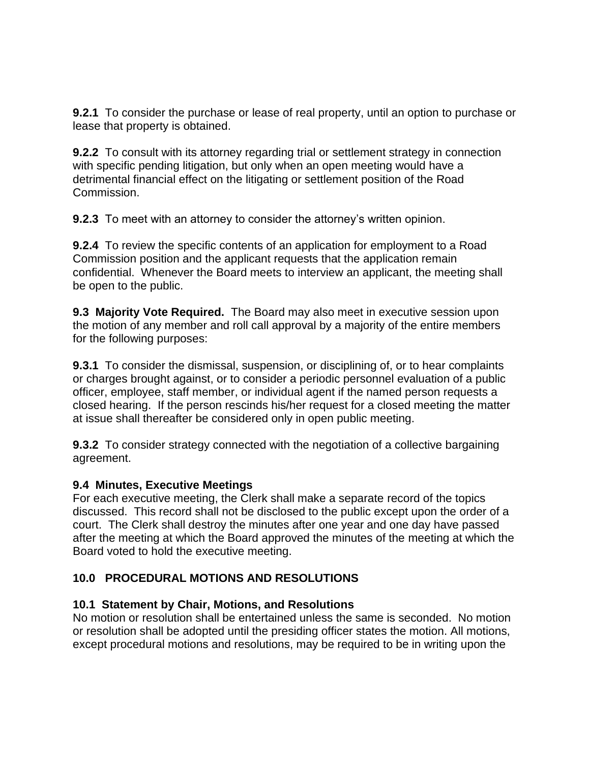**9.2.1** To consider the purchase or lease of real property, until an option to purchase or lease that property is obtained.

**9.2.2** To consult with its attorney regarding trial or settlement strategy in connection with specific pending litigation, but only when an open meeting would have a detrimental financial effect on the litigating or settlement position of the Road Commission.

**9.2.3** To meet with an attorney to consider the attorney's written opinion.

**9.2.4** To review the specific contents of an application for employment to a Road Commission position and the applicant requests that the application remain confidential. Whenever the Board meets to interview an applicant, the meeting shall be open to the public.

**9.3 Majority Vote Required.** The Board may also meet in executive session upon the motion of any member and roll call approval by a majority of the entire members for the following purposes:

**9.3.1** To consider the dismissal, suspension, or disciplining of, or to hear complaints or charges brought against, or to consider a periodic personnel evaluation of a public officer, employee, staff member, or individual agent if the named person requests a closed hearing. If the person rescinds his/her request for a closed meeting the matter at issue shall thereafter be considered only in open public meeting.

**9.3.2** To consider strategy connected with the negotiation of a collective bargaining agreement.

### 9.4 Minutes, Executive Meetings

For each executive meeting, the Clerk shall make a separate record of the topics discussed. This record shall not be disclosed to the public except upon the order of a court. The Clerk shall destroy the minutes after one year and one day have passed after the meeting at which the Board approved the minutes of the meeting at which the Board voted to hold the executive meeting.

## 10.0 PROCEDURAL MOTIONS AND RESOLUTIONS

### 10.1 Statement by Chair, Motions, and Resolutions

No motion or resolution shall be entertained unless the same is seconded. No motion or resolution shall be adopted until the presiding officer states the motion. All motions, except procedural motions and resolutions, may be required to be in writing upon the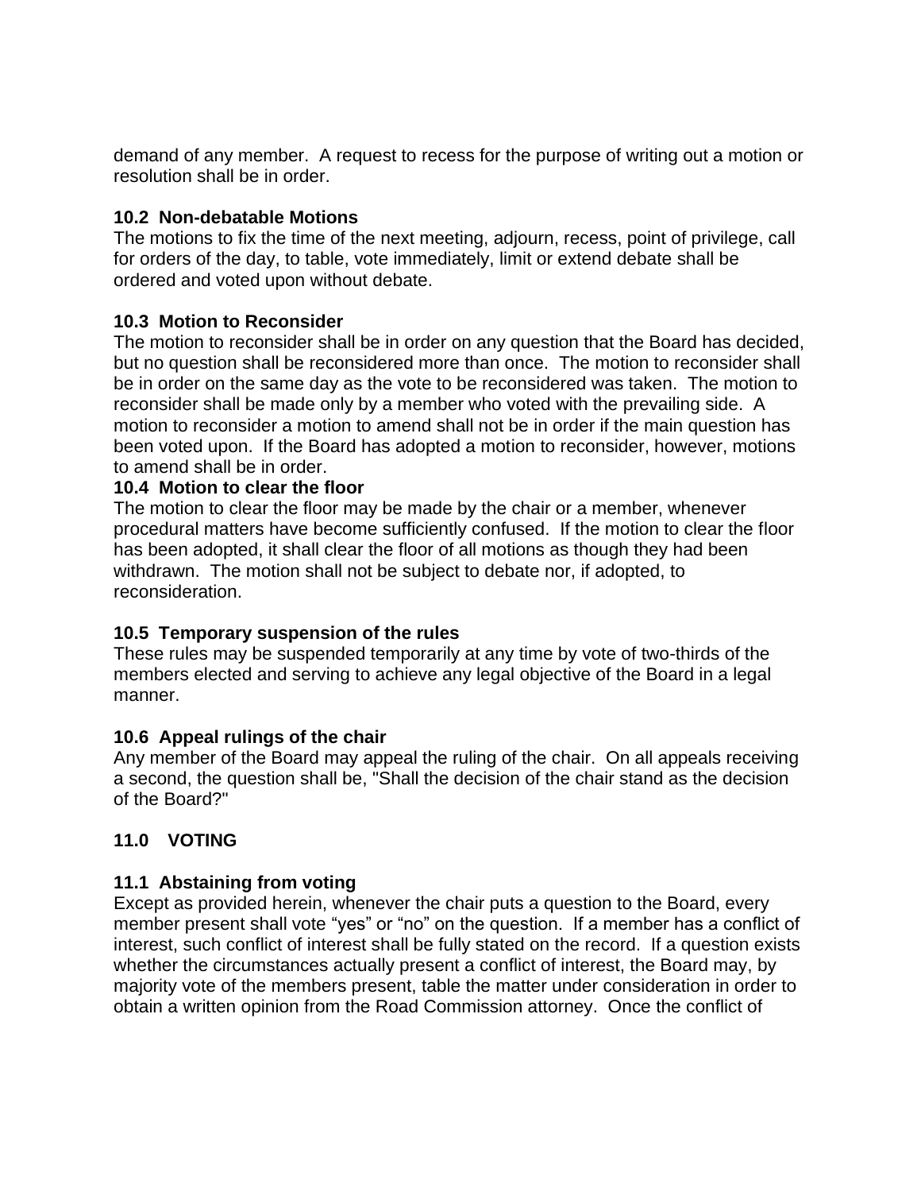demand of any member. A request to recess for the purpose of writing out a motion or resolution shall be in order.

### 10.2 Non-debatable Motions

The motions to fix the time of the next meeting, adjourn, recess, point of privilege, call for orders of the day, to table, vote immediately, limit or extend debate shall be ordered and voted upon without debate.

### 10.3 Motion to Reconsider

The motion to reconsider shall be in order on any question that the Board has decided, but no question shall be reconsidered more than once. The motion to reconsider shall be in order on the same day as the vote to be reconsidered was taken. The motion to reconsider shall be made only by a member who voted with the prevailing side. A motion to reconsider a motion to amend shall not be in order if the main question has been voted upon. If the Board has adopted a motion to reconsider, however, motions to amend shall be in order.

### 10.4 Motion to clear the floor

The motion to clear the floor may be made by the chair or a member, whenever procedural matters have become sufficiently confused. If the motion to clear the floor has been adopted, it shall clear the floor of all motions as though they had been withdrawn. The motion shall not be subject to debate nor, if adopted, to reconsideration.

### 10.5 Temporary suspension of the rules

These rules may be suspended temporarily at any time by vote of two-thirds of the members elected and serving to achieve any legal objective of the Board in a legal manner.

### 10.6 Appeal rulings of the chair

Any member of the Board may appeal the ruling of the chair. On all appeals receiving a second, the question shall be, "Shall the decision of the chair stand as the decision of the Board?"

## 11.0 VOTING

### 11.1 Abstaining from voting

Except as provided herein, whenever the chair puts a question to the Board, every member present shall vote “yes” or “no” on the question. If a member has a conflict of interest, such conflict of interest shall be fully stated on the record. If a question exists whether the circumstances actually present a conflict of interest, the Board may, by majority vote of the members present, table the matter under consideration in order to obtain a written opinion from the Road Commission attorney. Once the conflict of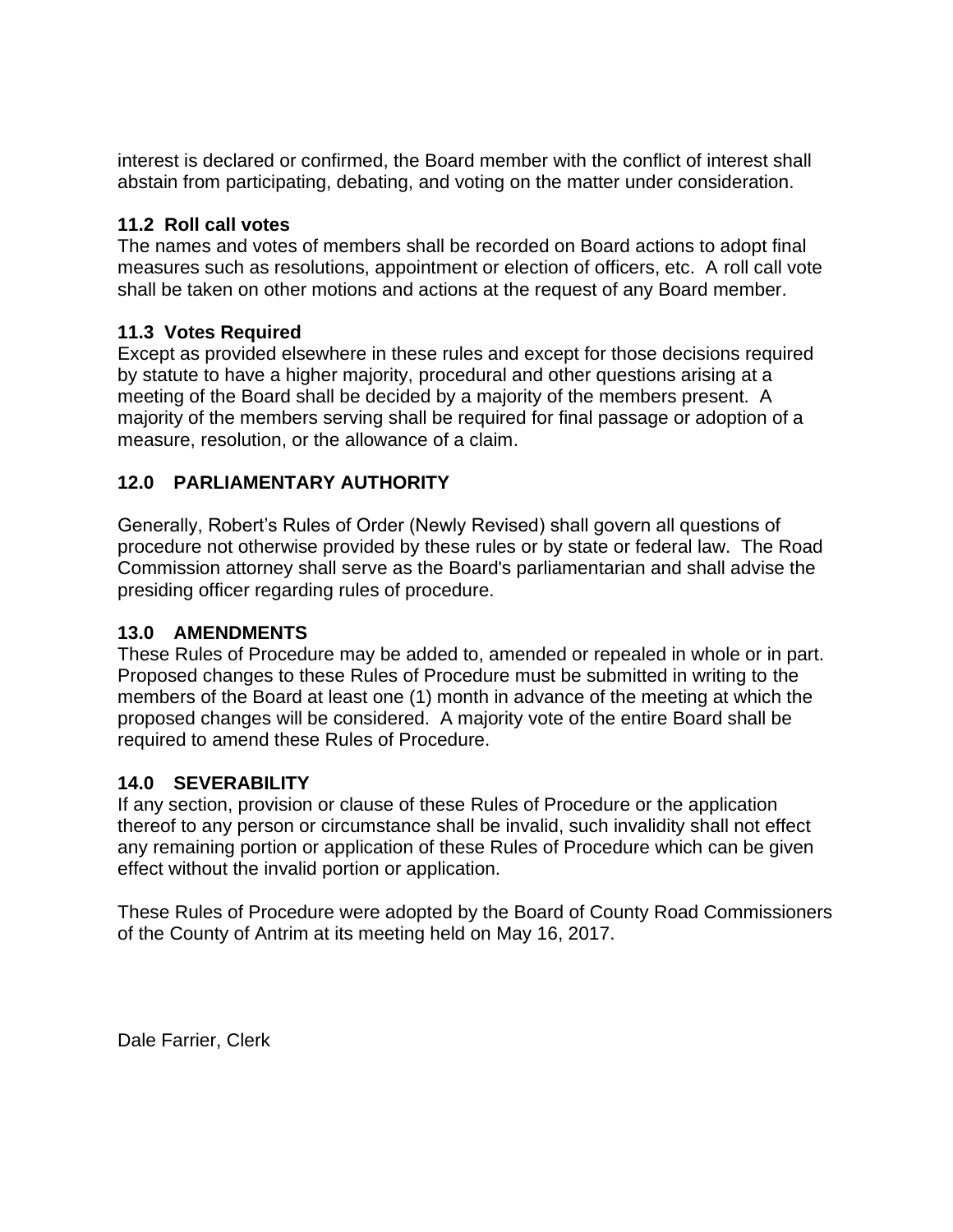interest is declared or confirmed, the Board member with the conflict of interest shall abstain from participating, debating, and voting on the matter under consideration.

### 11.2 Roll call votes

The names and votes of members shall be recorded on Board actions to adopt final measures such as resolutions, appointment or election of officers, etc. A roll call vote shall be taken on other motions and actions at the request of any Board member.

### 11.3 Votes Required

Except as provided elsewhere in these rules and except for those decisions required by statute to have a higher majority, procedural and other questions arising at a meeting of the Board shall be decided by a majority of the members present. A majority of the members serving shall be required for final passage or adoption of a measure, resolution, or the allowance of a claim.

## 12.0 PARLIAMENTARY AUTHORITY

Generally, Robert's Rules of Order (Newly Revised) shall govern all questions of procedure not otherwise provided by these rules or by state or federal law. The Road Commission attorney shall serve as the Board's parliamentarian and shall advise the presiding officer regarding rules of procedure.

## 13.0 AMENDMENTS

These Rules of Procedure may be added to, amended or repealed in whole or in part. Proposed changes to these Rules of Procedure must be submitted in writing to the members of the Board at least one (1) month in advance of the meeting at which the proposed changes will be considered. A majority vote of the entire Board shall be required to amend these Rules of Procedure.

## 14.0 SEVERABILITY

If any section, provision or clause of these Rules of Procedure or the application thereof to any person or circumstance shall be invalid, such invalidity shall not effect any remaining portion or application of these Rules of Procedure which can be given effect without the invalid portion or application.

These Rules of Procedure were adopted by the Board of County Road Commissioners of the County of Antrim at its meeting held on May 16, 2017.

Dale Farrier, Clerk